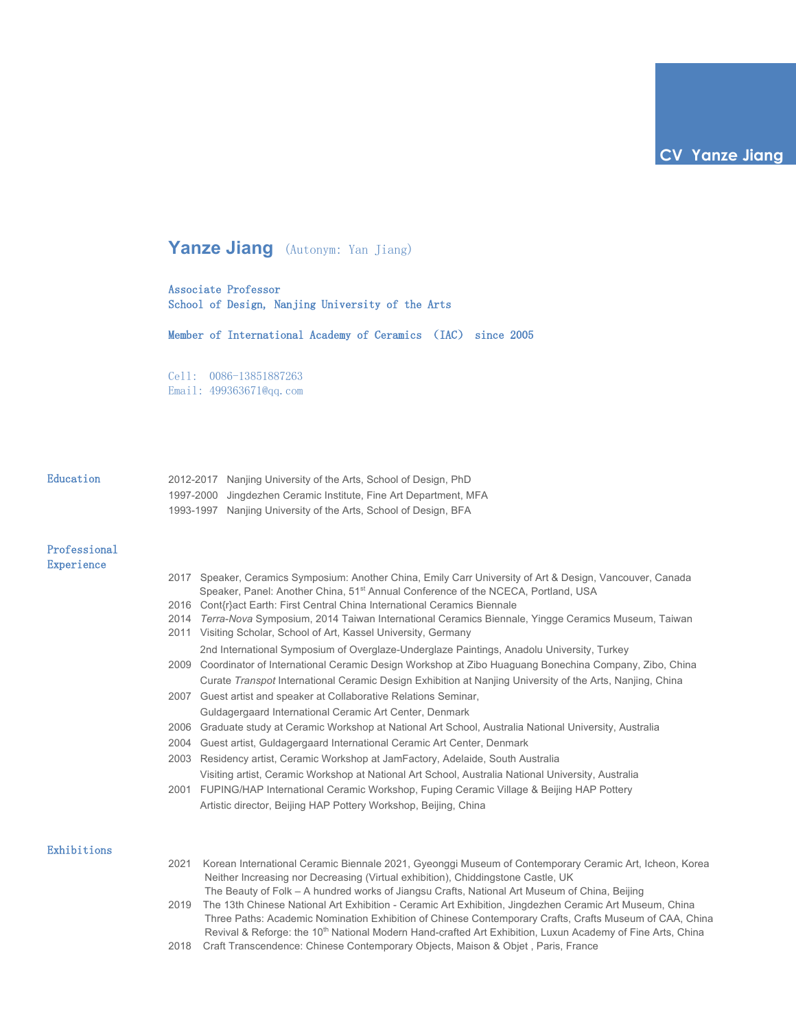# CV Yanze Jiang

## Yanze Jiang (Autonym: Yan Jiang)

Associate Professor
School of Design, Nanjing University of the Arts

Member of International Academy of Ceramics (IAC) since 2005

Cell: 0086-13851887263
Email: 499363671@qq.com

### Education

2012-2017 Nanjing University of the Arts, School of Design, PhD
1997-2000 Jingdezhen Ceramic Institute, Fine Art Department, MFA
1993-1997 Nanjing University of the Arts, School of Design, BFA

### Professional Experience

2017 Speaker, Ceramics Symposium: Another China, Emily Carr University of Art & Design, Vancouver, Canada
Speaker, Panel: Another China, 51st Annual Conference of the NCECA, Portland, USA
2016 Cont{r}act Earth: First Central China International Ceramics Biennale
2014 *Terra-Nova* Symposium, 2014 Taiwan International Ceramics Biennale, Yingge Ceramics Museum, Taiwan
2011 Visiting Scholar, School of Art, Kassel University, Germany
2nd International Symposium of Overglaze-Underglaze Paintings, Anadolu University, Turkey
2009 Coordinator of International Ceramic Design Workshop at Zibo Huaguang Bonechina Company, Zibo, China
Curate *Transpot* International Ceramic Design Exhibition at Nanjing University of the Arts, Nanjing, China
2007 Guest artist and speaker at Collaborative Relations Seminar,
Guldagergaard International Ceramic Art Center, Denmark
2006 Graduate study at Ceramic Workshop at National Art School, Australia National University, Australia
2004 Guest artist, Guldagergaard International Ceramic Art Center, Denmark
2003 Residency artist, Ceramic Workshop at JamFactory, Adelaide, South Australia
Visiting artist, Ceramic Workshop at National Art School, Australia National University, Australia
2001 FUPING/HAP International Ceramic Workshop, Fuping Ceramic Village & Beijing HAP Pottery
Artistic director, Beijing HAP Pottery Workshop, Beijing, China

### Exhibitions

2021 Korean International Ceramic Biennale 2021, Gyeonggi Museum of Contemporary Ceramic Art, Icheon, Korea
Neither Increasing nor Decreasing (Virtual exhibition), Chiddingstone Castle, UK
The Beauty of Folk – A hundred works of Jiangsu Crafts, National Art Museum of China, Beijing
2019 The 13th Chinese National Art Exhibition - Ceramic Art Exhibition, Jingdezhen Ceramic Art Museum, China
Three Paths: Academic Nomination Exhibition of Chinese Contemporary Crafts, Crafts Museum of CAA, China
Revival & Reforge: the 10th National Modern Hand-crafted Art Exhibition, Luxun Academy of Fine Arts, China
2018 Craft Transcendence: Chinese Contemporary Objects, Maison & Objet , Paris, France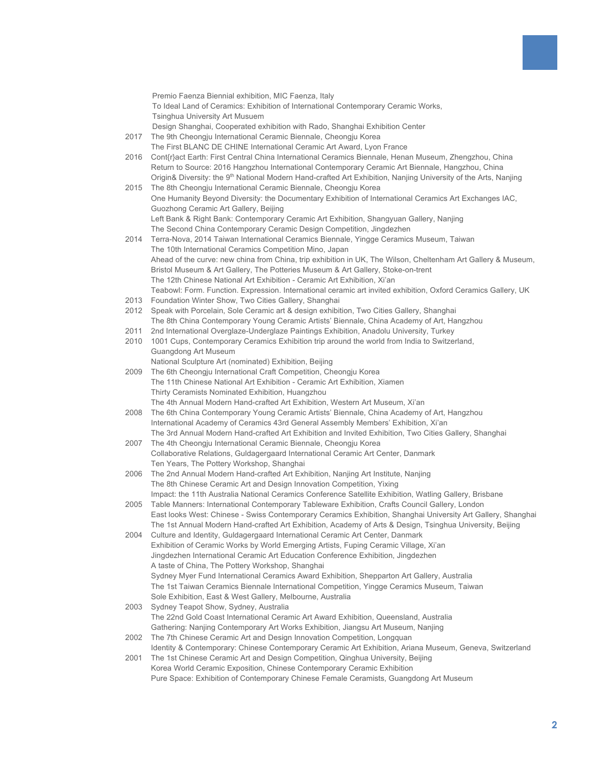Premio Faenza Biennial exhibition, MIC Faenza, Italy
To Ideal Land of Ceramics: Exhibition of International Contemporary Ceramic Works, Tsinghua University Art Musuem
Design Shanghai, Cooperated exhibition with Rado, Shanghai Exhibition Center

2017 The 9th Cheongju International Ceramic Biennale, Cheongju Korea
The First BLANC DE CHINE International Ceramic Art Award, Lyon France

2016 Cont{r}act Earth: First Central China International Ceramics Biennale, Henan Museum, Zhengzhou, China
Return to Source: 2016 Hangzhou International Contemporary Ceramic Art Biennale, Hangzhou, China
Origin& Diversity: the 9th National Modern Hand-crafted Art Exhibition, Nanjing University of the Arts, Nanjing

2015 The 8th Cheongju International Ceramic Biennale, Cheongju Korea
One Humanity Beyond Diversity: the Documentary Exhibition of International Ceramics Art Exchanges IAC, Guozhong Ceramic Art Gallery, Beijing
Left Bank & Right Bank: Contemporary Ceramic Art Exhibition, Shangyuan Gallery, Nanjing
The Second China Contemporary Ceramic Design Competition, Jingdezhen

2014 Terra-Nova, 2014 Taiwan International Ceramics Biennale, Yingge Ceramics Museum, Taiwan
The 10th International Ceramics Competition Mino, Japan
Ahead of the curve: new china from China, trip exhibition in UK, The Wilson, Cheltenham Art Gallery & Museum, Bristol Museum & Art Gallery, The Potteries Museum & Art Gallery, Stoke-on-trent
The 12th Chinese National Art Exhibition - Ceramic Art Exhibition, Xi'an
Teabowl: Form. Function. Expression. International ceramic art invited exhibition, Oxford Ceramics Gallery, UK

2013 Foundation Winter Show, Two Cities Gallery, Shanghai

2012 Speak with Porcelain, Sole Ceramic art & design exhibition, Two Cities Gallery, Shanghai
The 8th China Contemporary Young Ceramic Artists' Biennale, China Academy of Art, Hangzhou

2011 2nd International Overglaze-Underglaze Paintings Exhibition, Anadolu University, Turkey

2010 1001 Cups, Contemporary Ceramics Exhibition trip around the world from India to Switzerland, Guangdong Art Museum
National Sculpture Art (nominated) Exhibition, Beijing

2009 The 6th Cheongju International Craft Competition, Cheongju Korea
The 11th Chinese National Art Exhibition - Ceramic Art Exhibition, Xiamen
Thirty Ceramists Nominated Exhibition, Huangzhou
The 4th Annual Modern Hand-crafted Art Exhibition, Western Art Museum, Xi'an

2008 The 6th China Contemporary Young Ceramic Artists' Biennale, China Academy of Art, Hangzhou
International Academy of Ceramics 43rd General Assembly Members' Exhibition, Xi'an
The 3rd Annual Modern Hand-crafted Art Exhibition and Invited Exhibition, Two Cities Gallery, Shanghai

2007 The 4th Cheongju International Ceramic Biennale, Cheongju Korea
Collaborative Relations, Guldagergaard International Ceramic Art Center, Danmark
Ten Years, The Pottery Workshop, Shanghai

2006 The 2nd Annual Modern Hand-crafted Art Exhibition, Nanjing Art Institute, Nanjing
The 8th Chinese Ceramic Art and Design Innovation Competition, Yixing
Impact: the 11th Australia National Ceramics Conference Satellite Exhibition, Watling Gallery, Brisbane

2005 Table Manners: International Contemporary Tableware Exhibition, Crafts Council Gallery, London
East looks West: Chinese - Swiss Contemporary Ceramics Exhibition, Shanghai University Art Gallery, Shanghai
The 1st Annual Modern Hand-crafted Art Exhibition, Academy of Arts & Design, Tsinghua University, Beijing

2004 Culture and Identity, Guldagergaard International Ceramic Art Center, Danmark
Exhibition of Ceramic Works by World Emerging Artists, Fuping Ceramic Village, Xi'an
Jingdezhen International Ceramic Art Education Conference Exhibition, Jingdezhen
A taste of China, The Pottery Workshop, Shanghai
Sydney Myer Fund International Ceramics Award Exhibition, Shepparton Art Gallery, Australia
The 1st Taiwan Ceramics Biennale International Competition, Yingge Ceramics Museum, Taiwan
Sole Exhibition, East & West Gallery, Melbourne, Australia

2003 Sydney Teapot Show, Sydney, Australia
The 22nd Gold Coast International Ceramic Art Award Exhibition, Queensland, Australia
Gathering: Nanjing Contemporary Art Works Exhibition, Jiangsu Art Museum, Nanjing

2002 The 7th Chinese Ceramic Art and Design Innovation Competition, Longquan
Identity & Contemporary: Chinese Contemporary Ceramic Art Exhibition, Ariana Museum, Geneva, Switzerland

2001 The 1st Chinese Ceramic Art and Design Competition, Qinghua University, Beijing
Korea World Ceramic Exposition, Chinese Contemporary Ceramic Exhibition
Pure Space: Exhibition of Contemporary Chinese Female Ceramists, Guangdong Art Museum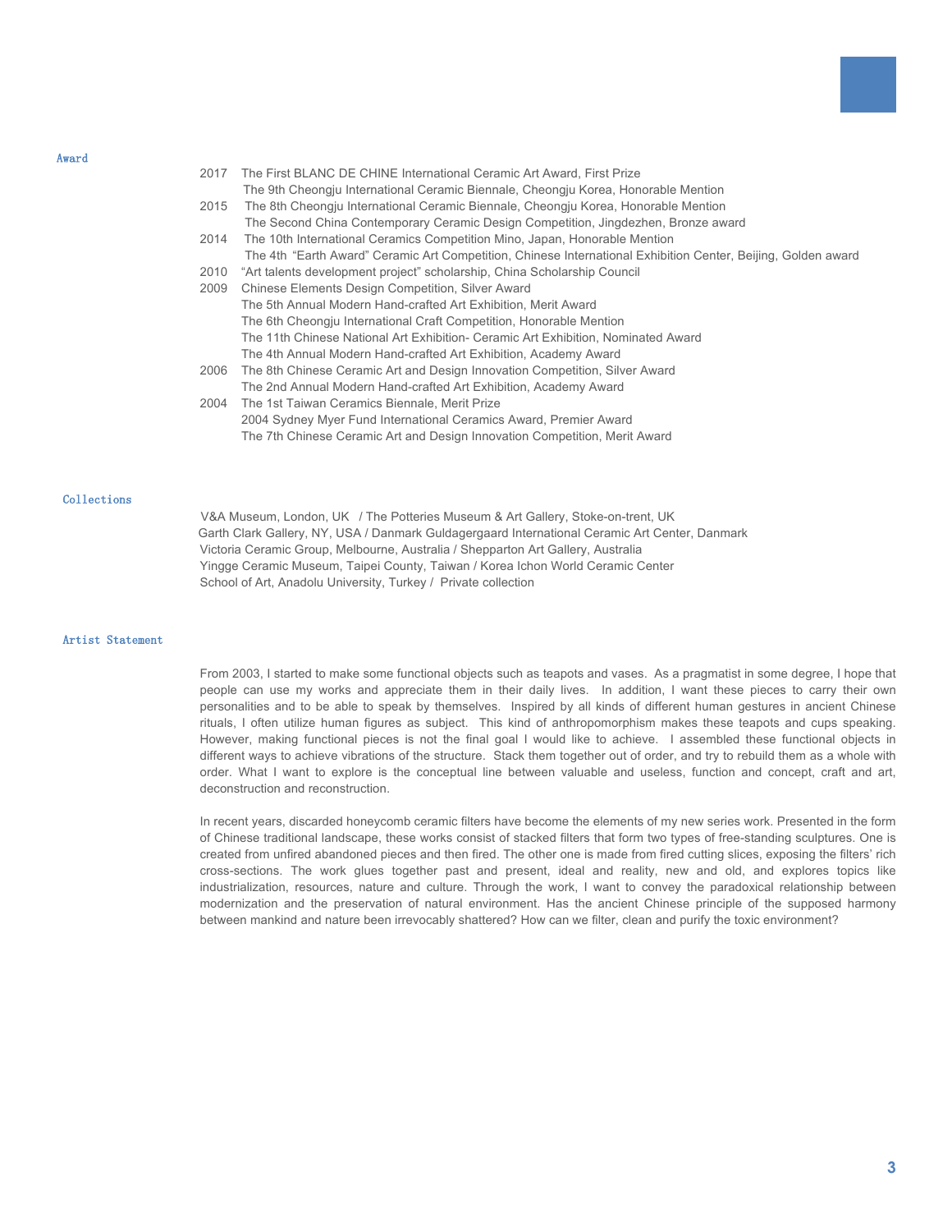## Award

2017 The First BLANC DE CHINE International Ceramic Art Award, First Prize
The 9th Cheongju International Ceramic Biennale, Cheongju Korea, Honorable Mention

2015 The 8th Cheongju International Ceramic Biennale, Cheongju Korea, Honorable Mention
The Second China Contemporary Ceramic Design Competition, Jingdezhen, Bronze award

2014 The 10th International Ceramics Competition Mino, Japan, Honorable Mention
The 4th "Earth Award" Ceramic Art Competition, Chinese International Exhibition Center, Beijing, Golden award

2010 "Art talents development project" scholarship, China Scholarship Council

2009 Chinese Elements Design Competition, Silver Award
The 5th Annual Modern Hand-crafted Art Exhibition, Merit Award
The 6th Cheongju International Craft Competition, Honorable Mention
The 11th Chinese National Art Exhibition- Ceramic Art Exhibition, Nominated Award
The 4th Annual Modern Hand-crafted Art Exhibition, Academy Award

2006 The 8th Chinese Ceramic Art and Design Innovation Competition, Silver Award
The 2nd Annual Modern Hand-crafted Art Exhibition, Academy Award

2004 The 1st Taiwan Ceramics Biennale, Merit Prize
2004 Sydney Myer Fund International Ceramics Award, Premier Award
The 7th Chinese Ceramic Art and Design Innovation Competition, Merit Award

## Collections

V&A Museum, London, UK / The Potteries Museum & Art Gallery, Stoke-on-trent, UK
Garth Clark Gallery, NY, USA / Danmark Guldagergaard International Ceramic Art Center, Danmark
Victoria Ceramic Group, Melbourne, Australia / Shepparton Art Gallery, Australia
Yingge Ceramic Museum, Taipei County, Taiwan / Korea Ichon World Ceramic Center
School of Art, Anadolu University, Turkey / Private collection

## Artist Statement

From 2003, I started to make some functional objects such as teapots and vases. As a pragmatist in some degree, I hope that people can use my works and appreciate them in their daily lives. In addition, I want these pieces to carry their own personalities and to be able to speak by themselves. Inspired by all kinds of different human gestures in ancient Chinese rituals, I often utilize human figures as subject. This kind of anthropomorphism makes these teapots and cups speaking. However, making functional pieces is not the final goal I would like to achieve. I assembled these functional objects in different ways to achieve vibrations of the structure. Stack them together out of order, and try to rebuild them as a whole with order. What I want to explore is the conceptual line between valuable and useless, function and concept, craft and art, deconstruction and reconstruction.

In recent years, discarded honeycomb ceramic filters have become the elements of my new series work. Presented in the form of Chinese traditional landscape, these works consist of stacked filters that form two types of free-standing sculptures. One is created from unfired abandoned pieces and then fired. The other one is made from fired cutting slices, exposing the filters' rich cross-sections. The work glues together past and present, ideal and reality, new and old, and explores topics like industrialization, resources, nature and culture. Through the work, I want to convey the paradoxical relationship between modernization and the preservation of natural environment. Has the ancient Chinese principle of the supposed harmony between mankind and nature been irrevocably shattered? How can we filter, clean and purify the toxic environment?